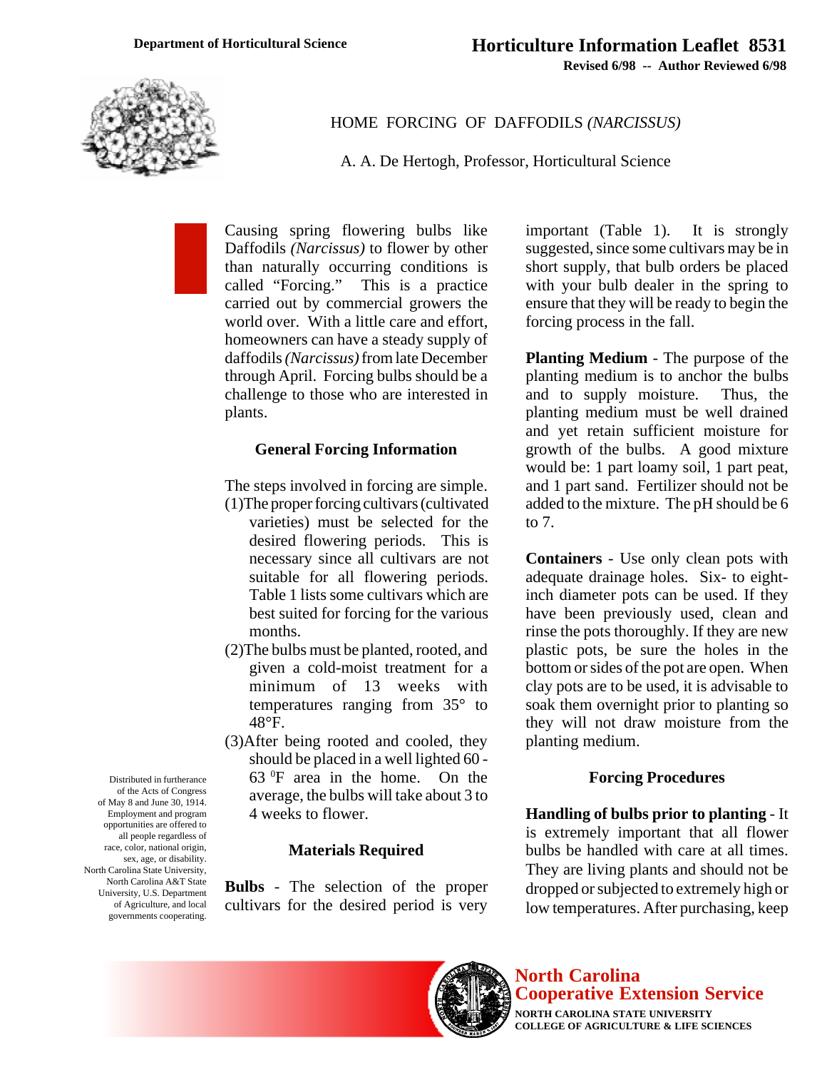Department of Horticultural Science

**Horticulture Information Leaflet 8531**

**Revised 6/98 -- Author Reviewed 6/98**

# HOME FORCING OF DAFFODILS *(NARCISSUS)*

A. A. De Hertogh, Professor, Horticultural Science

Causing spring flowering bulbs like Daffodils *(Narcissus)* to flower by other than naturally occurring conditions is called "Forcing." This is a practice carried out by commercial growers the world over. With a little care and effort, homeowners can have a steady supply of daffodils *(Narcissus)* from late December through April. Forcing bulbs should be a challenge to those who are interested in plants.

## General Forcing Information

The steps involved in forcing are simple.

(1) The proper forcing cultivars (cultivated varieties) must be selected for the desired flowering periods. This is necessary since all cultivars are not suitable for all flowering periods. Table 1 lists some cultivars which are best suited for forcing for the various months.

(2) The bulbs must be planted, rooted, and given a cold-moist treatment for a minimum of 13 weeks with temperatures ranging from 35° to 48°F.

(3) After being rooted and cooled, they should be placed in a well lighted 60 - 63 °F area in the home. On the average, the bulbs will take about 3 to 4 weeks to flower.

## Materials Required

**Bulbs** - The selection of the proper cultivars for the desired period is very important (Table 1). It is strongly suggested, since some cultivars may be in short supply, that bulb orders be placed with your bulb dealer in the spring to ensure that they will be ready to begin the forcing process in the fall.

**Planting Medium** - The purpose of the planting medium is to anchor the bulbs and to supply moisture. Thus, the planting medium must be well drained and yet retain sufficient moisture for growth of the bulbs. A good mixture would be: 1 part loamy soil, 1 part peat, and 1 part sand. Fertilizer should not be added to the mixture. The pH should be 6 to 7.

**Containers** - Use only clean pots with adequate drainage holes. Six- to eight-inch diameter pots can be used. If they have been previously used, clean and rinse the pots thoroughly. If they are new plastic pots, be sure the holes in the bottom or sides of the pot are open. When clay pots are to be used, it is advisable to soak them overnight prior to planting so they will not draw moisture from the planting medium.

## Forcing Procedures

**Handling of bulbs prior to planting** - It is extremely important that all flower bulbs be handled with care at all times. They are living plants and should not be dropped or subjected to extremely high or low temperatures. After purchasing, keep

Distributed in furtherance of the Acts of Congress of May 8 and June 30, 1914. Employment and program opportunities are offered to all people regardless of race, color, national origin, sex, age, or disability. North Carolina State University, North Carolina A&T State University, U.S. Department of Agriculture, and local governments cooperating.

**North Carolina Cooperative Extension Service**

NORTH CAROLINA STATE UNIVERSITY
COLLEGE OF AGRICULTURE & LIFE SCIENCES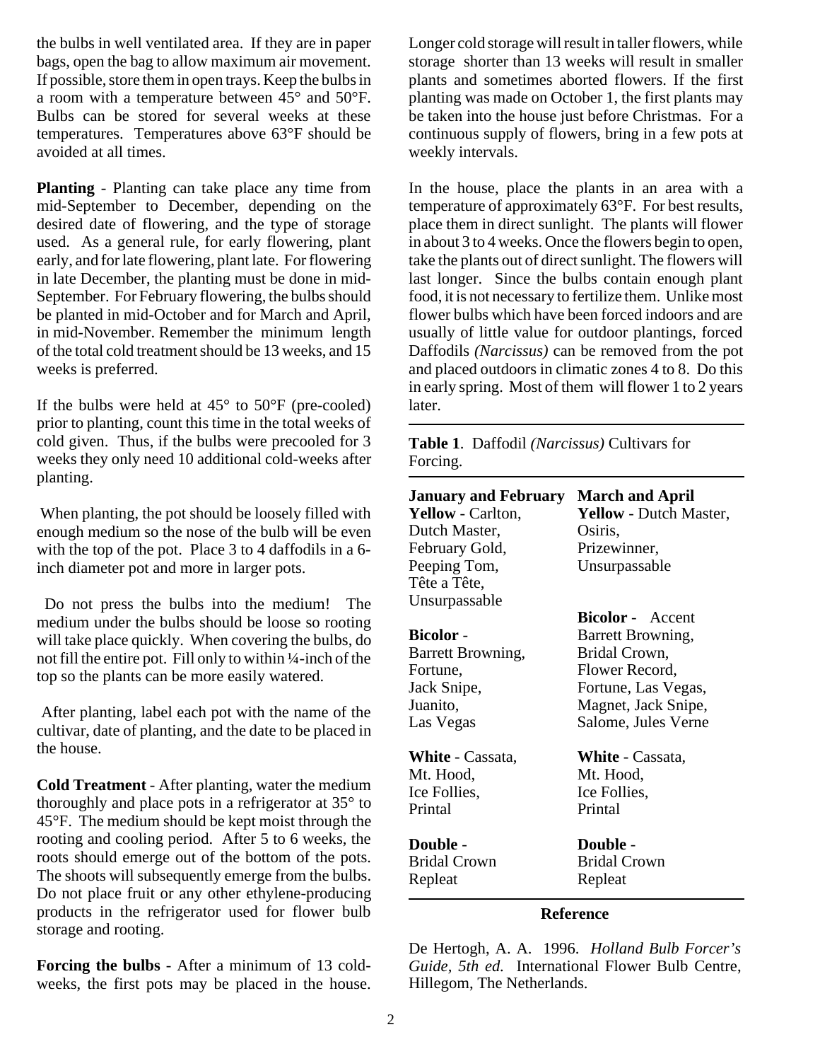the bulbs in well ventilated area. If they are in paper bags, open the bag to allow maximum air movement. If possible, store them in open trays. Keep the bulbs in a room with a temperature between 45° and 50°F. Bulbs can be stored for several weeks at these temperatures. Temperatures above 63°F should be avoided at all times.

**Planting** - Planting can take place any time from mid-September to December, depending on the desired date of flowering, and the type of storage used. As a general rule, for early flowering, plant early, and for late flowering, plant late. For flowering in late December, the planting must be done in mid-September. For February flowering, the bulbs should be planted in mid-October and for March and April, in mid-November. Remember the minimum length of the total cold treatment should be 13 weeks, and 15 weeks is preferred.

If the bulbs were held at 45° to 50°F (pre-cooled) prior to planting, count this time in the total weeks of cold given. Thus, if the bulbs were precooled for 3 weeks they only need 10 additional cold-weeks after planting.

When planting, the pot should be loosely filled with enough medium so the nose of the bulb will be even with the top of the pot. Place 3 to 4 daffodils in a 6-inch diameter pot and more in larger pots.

Do not press the bulbs into the medium! The medium under the bulbs should be loose so rooting will take place quickly. When covering the bulbs, do not fill the entire pot. Fill only to within ¼-inch of the top so the plants can be more easily watered.

After planting, label each pot with the name of the cultivar, date of planting, and the date to be placed in the house.

**Cold Treatment** - After planting, water the medium thoroughly and place pots in a refrigerator at 35° to 45°F. The medium should be kept moist through the rooting and cooling period. After 5 to 6 weeks, the roots should emerge out of the bottom of the pots. The shoots will subsequently emerge from the bulbs. Do not place fruit or any other ethylene-producing products in the refrigerator used for flower bulb storage and rooting.

**Forcing the bulbs** - After a minimum of 13 cold-weeks, the first pots may be placed in the house. Longer cold storage will result in taller flowers, while storage shorter than 13 weeks will result in smaller plants and sometimes aborted flowers. If the first planting was made on October 1, the first plants may be taken into the house just before Christmas. For a continuous supply of flowers, bring in a few pots at weekly intervals.

In the house, place the plants in an area with a temperature of approximately 63°F. For best results, place them in direct sunlight. The plants will flower in about 3 to 4 weeks. Once the flowers begin to open, take the plants out of direct sunlight. The flowers will last longer. Since the bulbs contain enough plant food, it is not necessary to fertilize them. Unlike most flower bulbs which have been forced indoors and are usually of little value for outdoor plantings, forced Daffodils *(Narcissus)* can be removed from the pot and placed outdoors in climatic zones 4 to 8. Do this in early spring. Most of them will flower 1 to 2 years later.

**Table 1**. Daffodil *(Narcissus)* Cultivars for Forcing.

| January and February | March and April |
|---|---|
| **Yellow** - Carlton, Dutch Master, February Gold, Peeping Tom, Tête a Tête, Unsurpassable | **Yellow** - Dutch Master, Osiris, Prizewinner, Unsurpassable |
| **Bicolor** - Barrett Browning, Fortune, Jack Snipe, Juanito, Las Vegas | **Bicolor** - Accent Barrett Browning, Bridal Crown, Flower Record, Fortune, Las Vegas, Magnet, Jack Snipe, Salome, Jules Verne |
| **White** - Cassata, Mt. Hood, Ice Follies, Printal | **White** - Cassata, Mt. Hood, Ice Follies, Printal |
| **Double** - Bridal Crown Repleat | **Double** - Bridal Crown Repleat |

## Reference

De Hertogh, A. A. 1996. *Holland Bulb Forcer's Guide, 5th ed.* International Flower Bulb Centre, Hillegom, The Netherlands.